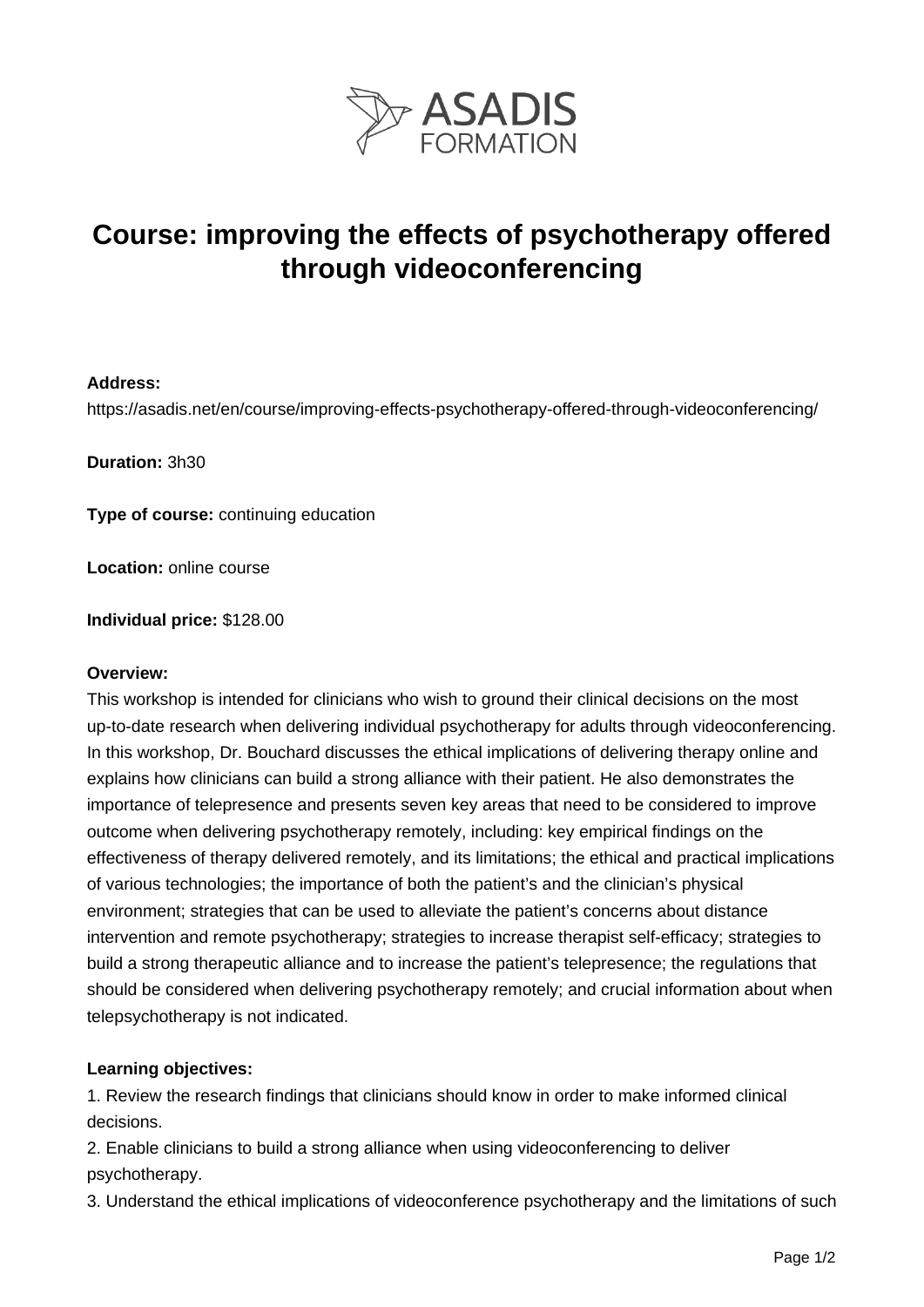ASADIS FORMATION

# Course: improving the effects of psychotherapy offered through videoconferencing

**Address:**
https://asadis.net/en/course/improving-effects-psychotherapy-offered-through-videoconferencing/

**Duration:** 3h30

**Type of course:** continuing education

**Location:** online course

**Individual price:** $128.00

**Overview:**
This workshop is intended for clinicians who wish to ground their clinical decisions on the most up-to-date research when delivering individual psychotherapy for adults through videoconferencing. In this workshop, Dr. Bouchard discusses the ethical implications of delivering therapy online and explains how clinicians can build a strong alliance with their patient. He also demonstrates the importance of telepresence and presents seven key areas that need to be considered to improve outcome when delivering psychotherapy remotely, including: key empirical findings on the effectiveness of therapy delivered remotely, and its limitations; the ethical and practical implications of various technologies; the importance of both the patient's and the clinician's physical environment; strategies that can be used to alleviate the patient's concerns about distance intervention and remote psychotherapy; strategies to increase therapist self-efficacy; strategies to build a strong therapeutic alliance and to increase the patient's telepresence; the regulations that should be considered when delivering psychotherapy remotely; and crucial information about when telepsychotherapy is not indicated.

**Learning objectives:**
1. Review the research findings that clinicians should know in order to make informed clinical decisions.
2. Enable clinicians to build a strong alliance when using videoconferencing to deliver psychotherapy.
3. Understand the ethical implications of videoconference psychotherapy and the limitations of such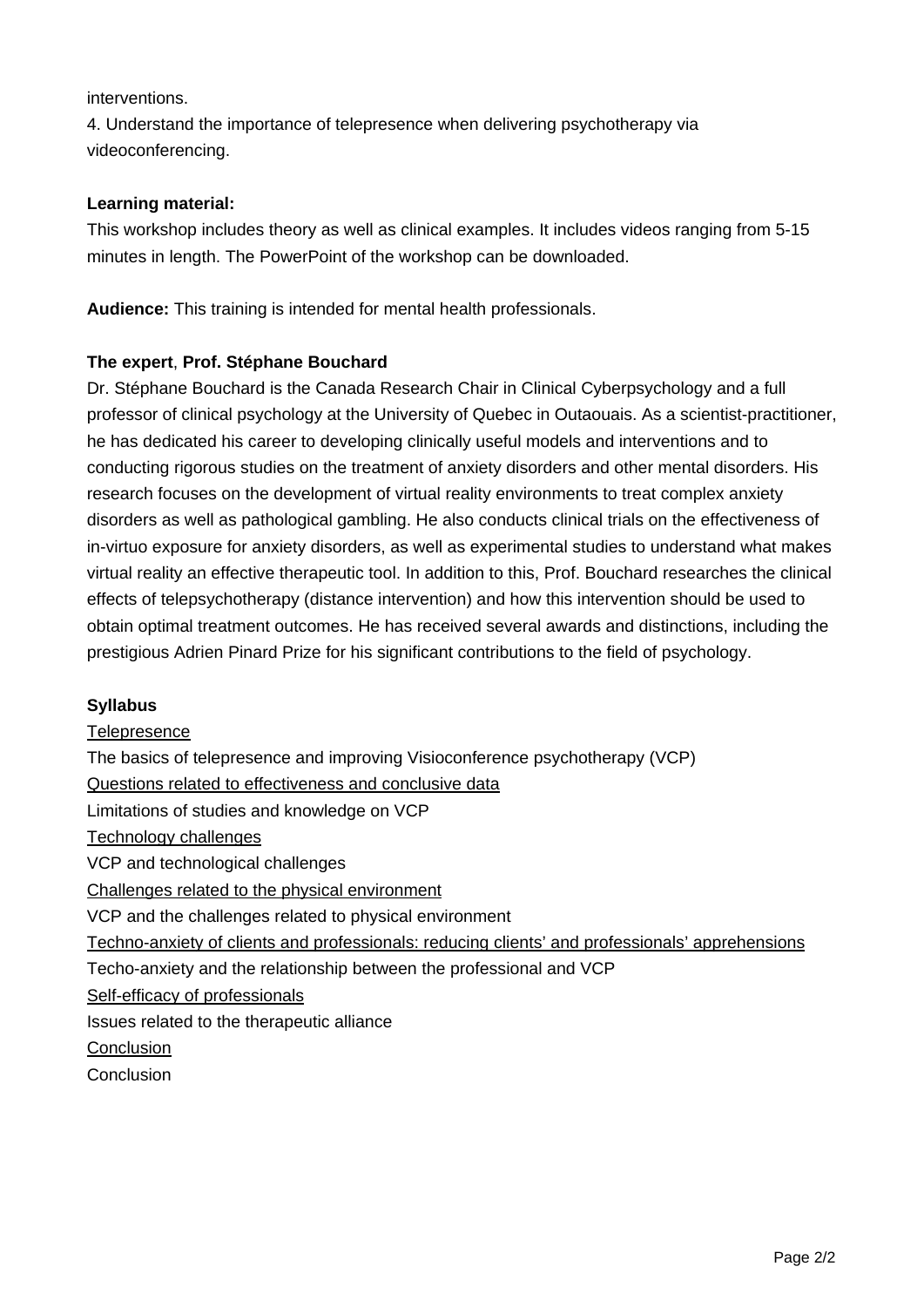interventions.

4. Understand the importance of telepresence when delivering psychotherapy via videoconferencing.

**Learning material:**

This workshop includes theory as well as clinical examples. It includes videos ranging from 5-15 minutes in length. The PowerPoint of the workshop can be downloaded.

**Audience:** This training is intended for mental health professionals.

**The expert**, **Prof. Stéphane Bouchard**

Dr. Stéphane Bouchard is the Canada Research Chair in Clinical Cyberpsychology and a full professor of clinical psychology at the University of Quebec in Outaouais. As a scientist-practitioner, he has dedicated his career to developing clinically useful models and interventions and to conducting rigorous studies on the treatment of anxiety disorders and other mental disorders. His research focuses on the development of virtual reality environments to treat complex anxiety disorders as well as pathological gambling. He also conducts clinical trials on the effectiveness of in-virtuo exposure for anxiety disorders, as well as experimental studies to understand what makes virtual reality an effective therapeutic tool. In addition to this, Prof. Bouchard researches the clinical effects of telepsychotherapy (distance intervention) and how this intervention should be used to obtain optimal treatment outcomes. He has received several awards and distinctions, including the prestigious Adrien Pinard Prize for his significant contributions to the field of psychology.

**Syllabus**

<u>Telepresence</u>

The basics of telepresence and improving Visioconference psychotherapy (VCP)

<u>Questions related to effectiveness and conclusive data</u>

Limitations of studies and knowledge on VCP

<u>Technology challenges</u>

VCP and technological challenges

<u>Challenges related to the physical environment</u>

VCP and the challenges related to physical environment

<u>Techno-anxiety of clients and professionals: reducing clients' and professionals' apprehensions</u>

Techo-anxiety and the relationship between the professional and VCP

<u>Self-efficacy of professionals</u>

Issues related to the therapeutic alliance

<u>Conclusion</u>

Conclusion